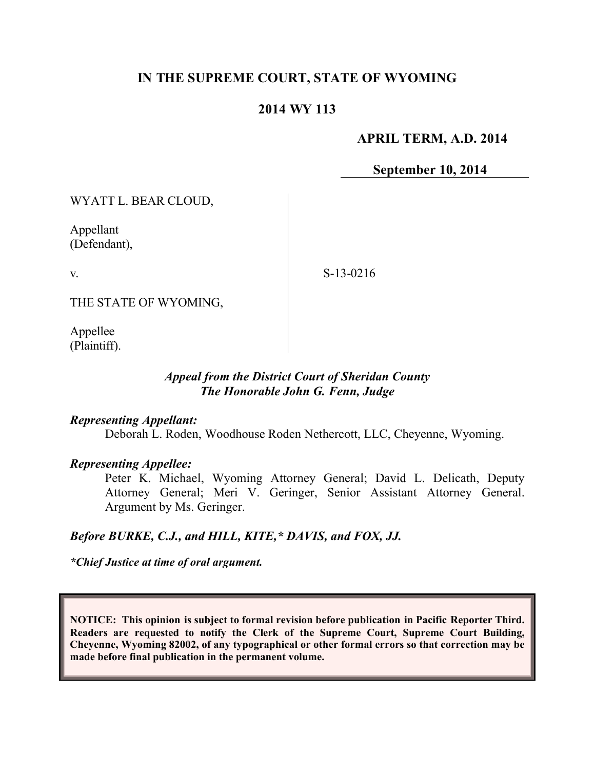# IN THE SUPREME COURT, STATE OF WYOMING

## 2014 WY 113

**APRIL TERM, A.D. 2014**

**September 10, 2014**

WYATT L. BEAR CLOUD,

Appellant
(Defendant),

v.

S-13-0216

THE STATE OF WYOMING,

Appellee
(Plaintiff).

*Appeal from the District Court of Sheridan County*
*The Honorable John G. Fenn, Judge*

***Representing Appellant:***
Deborah L. Roden, Woodhouse Roden Nethercott, LLC, Cheyenne, Wyoming.

***Representing Appellee:***
Peter K. Michael, Wyoming Attorney General; David L. Delicath, Deputy Attorney General; Meri V. Geringer, Senior Assistant Attorney General. Argument by Ms. Geringer.

***Before BURKE, C.J., and HILL, KITE,\* DAVIS, and FOX, JJ.***

***\*Chief Justice at time of oral argument.***

**NOTICE: This opinion is subject to formal revision before publication in Pacific Reporter Third. Readers are requested to notify the Clerk of the Supreme Court, Supreme Court Building, Cheyenne, Wyoming 82002, of any typographical or other formal errors so that correction may be made before final publication in the permanent volume.**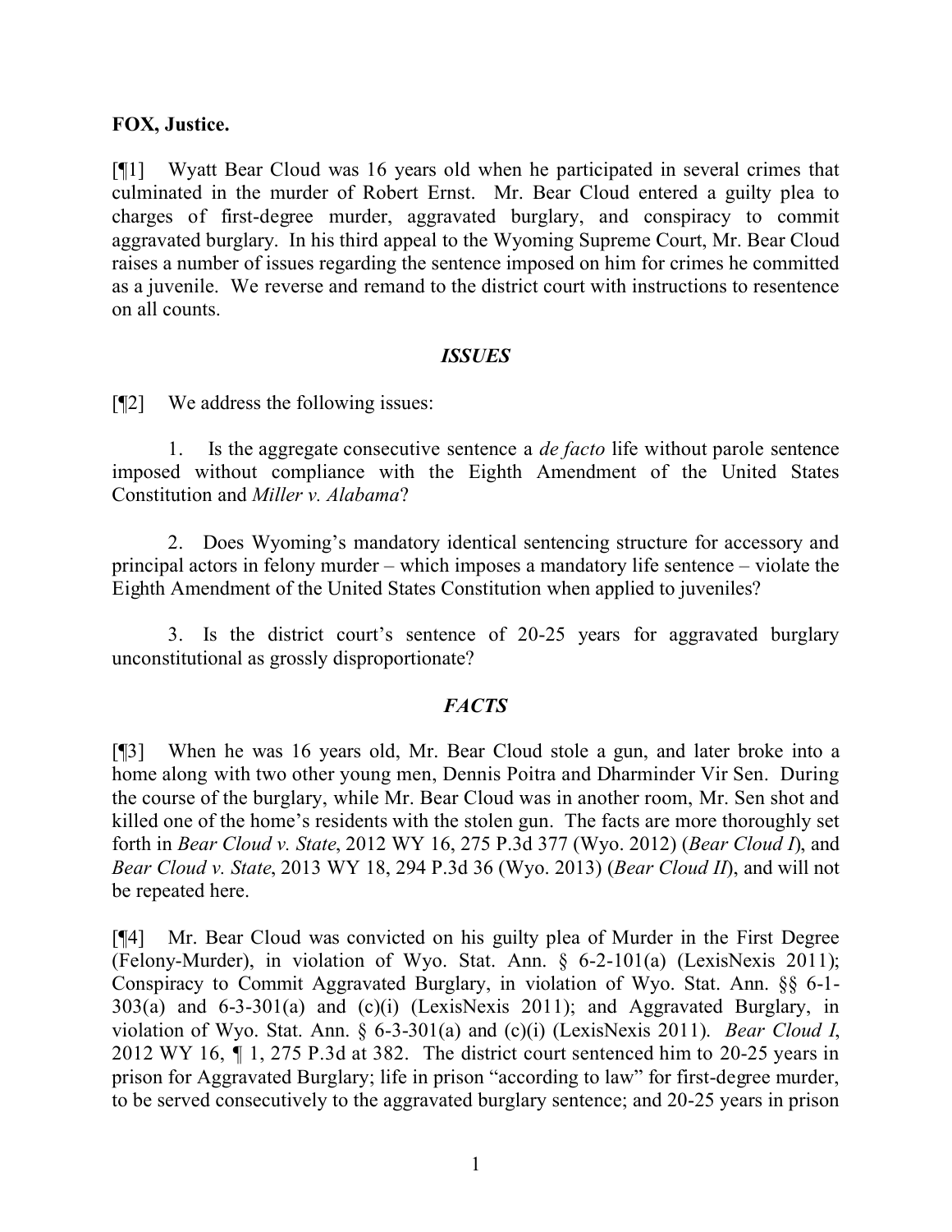**FOX, Justice.**

[¶1] Wyatt Bear Cloud was 16 years old when he participated in several crimes that culminated in the murder of Robert Ernst. Mr. Bear Cloud entered a guilty plea to charges of first-degree murder, aggravated burglary, and conspiracy to commit aggravated burglary. In his third appeal to the Wyoming Supreme Court, Mr. Bear Cloud raises a number of issues regarding the sentence imposed on him for crimes he committed as a juvenile. We reverse and remand to the district court with instructions to resentence on all counts.

## *ISSUES*

[¶2] We address the following issues:

1. Is the aggregate consecutive sentence a *de facto* life without parole sentence imposed without compliance with the Eighth Amendment of the United States Constitution and *Miller v. Alabama*?

2. Does Wyoming's mandatory identical sentencing structure for accessory and principal actors in felony murder – which imposes a mandatory life sentence – violate the Eighth Amendment of the United States Constitution when applied to juveniles?

3. Is the district court's sentence of 20-25 years for aggravated burglary unconstitutional as grossly disproportionate?

## *FACTS*

[¶3] When he was 16 years old, Mr. Bear Cloud stole a gun, and later broke into a home along with two other young men, Dennis Poitra and Dharminder Vir Sen. During the course of the burglary, while Mr. Bear Cloud was in another room, Mr. Sen shot and killed one of the home's residents with the stolen gun. The facts are more thoroughly set forth in *Bear Cloud v. State*, 2012 WY 16, 275 P.3d 377 (Wyo. 2012) (*Bear Cloud I*), and *Bear Cloud v. State*, 2013 WY 18, 294 P.3d 36 (Wyo. 2013) (*Bear Cloud II*), and will not be repeated here.

[¶4] Mr. Bear Cloud was convicted on his guilty plea of Murder in the First Degree (Felony-Murder), in violation of Wyo. Stat. Ann. § 6-2-101(a) (LexisNexis 2011); Conspiracy to Commit Aggravated Burglary, in violation of Wyo. Stat. Ann. §§ 6-1-303(a) and 6-3-301(a) and (c)(i) (LexisNexis 2011); and Aggravated Burglary, in violation of Wyo. Stat. Ann. § 6-3-301(a) and (c)(i) (LexisNexis 2011). *Bear Cloud I*, 2012 WY 16, ¶ 1, 275 P.3d at 382. The district court sentenced him to 20-25 years in prison for Aggravated Burglary; life in prison "according to law" for first-degree murder, to be served consecutively to the aggravated burglary sentence; and 20-25 years in prison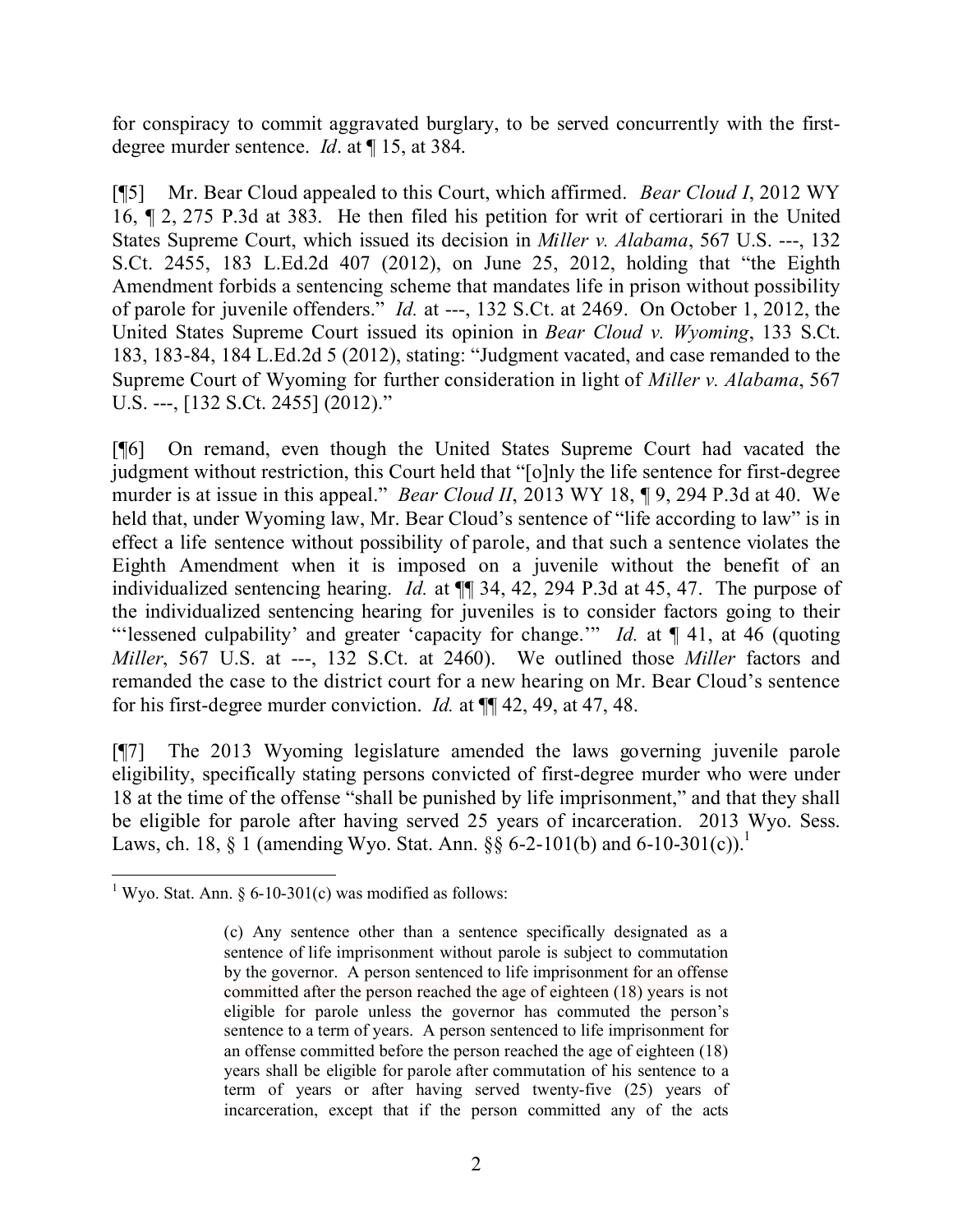for conspiracy to commit aggravated burglary, to be served concurrently with the first-degree murder sentence. *Id*. at ¶ 15, at 384.

[¶5] Mr. Bear Cloud appealed to this Court, which affirmed. *Bear Cloud I*, 2012 WY 16, ¶ 2, 275 P.3d at 383. He then filed his petition for writ of certiorari in the United States Supreme Court, which issued its decision in *Miller v. Alabama*, 567 U.S. ---, 132 S.Ct. 2455, 183 L.Ed.2d 407 (2012), on June 25, 2012, holding that "the Eighth Amendment forbids a sentencing scheme that mandates life in prison without possibility of parole for juvenile offenders." *Id.* at ---, 132 S.Ct. at 2469. On October 1, 2012, the United States Supreme Court issued its opinion in *Bear Cloud v. Wyoming*, 133 S.Ct. 183, 183-84, 184 L.Ed.2d 5 (2012), stating: "Judgment vacated, and case remanded to the Supreme Court of Wyoming for further consideration in light of *Miller v. Alabama*, 567 U.S. ---, [132 S.Ct. 2455] (2012)."

[¶6] On remand, even though the United States Supreme Court had vacated the judgment without restriction, this Court held that "[o]nly the life sentence for first-degree murder is at issue in this appeal." *Bear Cloud II*, 2013 WY 18, ¶ 9, 294 P.3d at 40. We held that, under Wyoming law, Mr. Bear Cloud's sentence of "life according to law" is in effect a life sentence without possibility of parole, and that such a sentence violates the Eighth Amendment when it is imposed on a juvenile without the benefit of an individualized sentencing hearing. *Id.* at ¶¶ 34, 42, 294 P.3d at 45, 47. The purpose of the individualized sentencing hearing for juveniles is to consider factors going to their "'lessened culpability' and greater 'capacity for change.'" *Id.* at ¶ 41, at 46 (quoting *Miller*, 567 U.S. at ---, 132 S.Ct. at 2460). We outlined those *Miller* factors and remanded the case to the district court for a new hearing on Mr. Bear Cloud's sentence for his first-degree murder conviction. *Id.* at ¶¶ 42, 49, at 47, 48.

[¶7] The 2013 Wyoming legislature amended the laws governing juvenile parole eligibility, specifically stating persons convicted of first-degree murder who were under 18 at the time of the offense "shall be punished by life imprisonment," and that they shall be eligible for parole after having served 25 years of incarceration. 2013 Wyo. Sess. Laws, ch. 18, § 1 (amending Wyo. Stat. Ann. §§ 6-2-101(b) and 6-10-301(c)).[1]

---

[1] Wyo. Stat. Ann. § 6-10-301(c) was modified as follows:

> (c) Any sentence other than a sentence specifically designated as a sentence of life imprisonment without parole is subject to commutation by the governor. A person sentenced to life imprisonment for an offense committed after the person reached the age of eighteen (18) years is not eligible for parole unless the governor has commuted the person's sentence to a term of years. A person sentenced to life imprisonment for an offense committed before the person reached the age of eighteen (18) years shall be eligible for parole after commutation of his sentence to a term of years or after having served twenty-five (25) years of incarceration, except that if the person committed any of the acts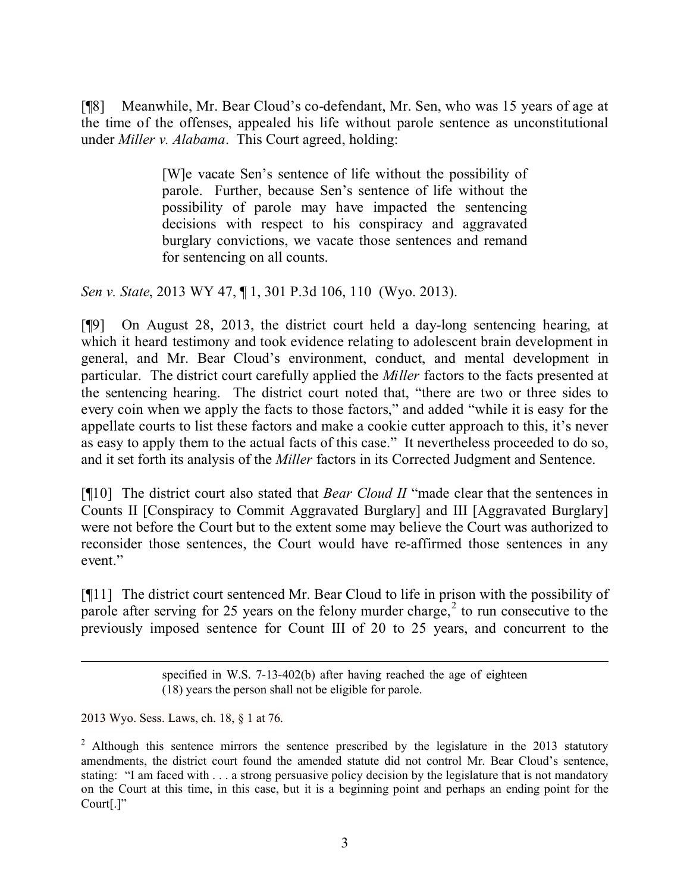[¶8] Meanwhile, Mr. Bear Cloud's co-defendant, Mr. Sen, who was 15 years of age at the time of the offenses, appealed his life without parole sentence as unconstitutional under *Miller v. Alabama*. This Court agreed, holding:

> [W]e vacate Sen's sentence of life without the possibility of parole. Further, because Sen's sentence of life without the possibility of parole may have impacted the sentencing decisions with respect to his conspiracy and aggravated burglary convictions, we vacate those sentences and remand for sentencing on all counts.

*Sen v. State*, 2013 WY 47, ¶ 1, 301 P.3d 106, 110 (Wyo. 2013).

[¶9] On August 28, 2013, the district court held a day-long sentencing hearing, at which it heard testimony and took evidence relating to adolescent brain development in general, and Mr. Bear Cloud's environment, conduct, and mental development in particular. The district court carefully applied the *Miller* factors to the facts presented at the sentencing hearing. The district court noted that, "there are two or three sides to every coin when we apply the facts to those factors," and added "while it is easy for the appellate courts to list these factors and make a cookie cutter approach to this, it's never as easy to apply them to the actual facts of this case." It nevertheless proceeded to do so, and it set forth its analysis of the *Miller* factors in its Corrected Judgment and Sentence.

[¶10] The district court also stated that *Bear Cloud II* "made clear that the sentences in Counts II [Conspiracy to Commit Aggravated Burglary] and III [Aggravated Burglary] were not before the Court but to the extent some may believe the Court was authorized to reconsider those sentences, the Court would have re-affirmed those sentences in any event."

[¶11] The district court sentenced Mr. Bear Cloud to life in prison with the possibility of parole after serving for 25 years on the felony murder charge,[2] to run consecutive to the previously imposed sentence for Count III of 20 to 25 years, and concurrent to the

---

> specified in W.S. 7-13-402(b) after having reached the age of eighteen (18) years the person shall not be eligible for parole.

2013 Wyo. Sess. Laws, ch. 18, § 1 at 76.

[2] Although this sentence mirrors the sentence prescribed by the legislature in the 2013 statutory amendments, the district court found the amended statute did not control Mr. Bear Cloud's sentence, stating: "I am faced with . . . a strong persuasive policy decision by the legislature that is not mandatory on the Court at this time, in this case, but it is a beginning point and perhaps an ending point for the Court[.]"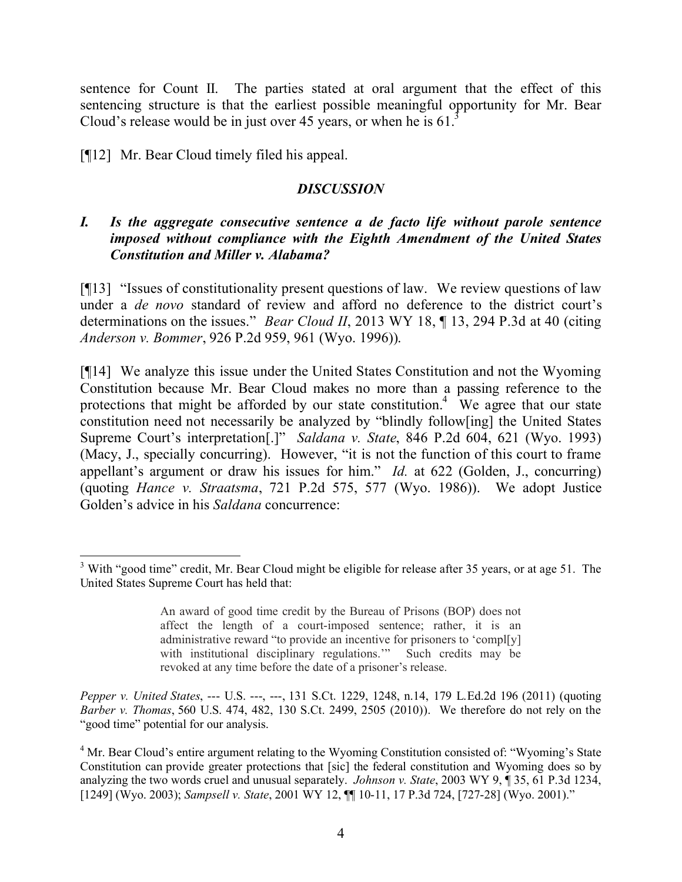sentence for Count II. The parties stated at oral argument that the effect of this sentencing structure is that the earliest possible meaningful opportunity for Mr. Bear Cloud's release would be in just over 45 years, or when he is 61.[3]

[¶12] Mr. Bear Cloud timely filed his appeal.

## *DISCUSSION*

### *I. Is the aggregate consecutive sentence a de facto life without parole sentence imposed without compliance with the Eighth Amendment of the United States Constitution and Miller v. Alabama?*

[¶13] "Issues of constitutionality present questions of law. We review questions of law under a *de novo* standard of review and afford no deference to the district court's determinations on the issues." *Bear Cloud II*, 2013 WY 18, ¶ 13, 294 P.3d at 40 (citing *Anderson v. Bommer*, 926 P.2d 959, 961 (Wyo. 1996)).

[¶14] We analyze this issue under the United States Constitution and not the Wyoming Constitution because Mr. Bear Cloud makes no more than a passing reference to the protections that might be afforded by our state constitution.[4] We agree that our state constitution need not necessarily be analyzed by "blindly follow[ing] the United States Supreme Court's interpretation[.]" *Saldana v. State*, 846 P.2d 604, 621 (Wyo. 1993) (Macy, J., specially concurring). However, "it is not the function of this court to frame appellant's argument or draw his issues for him." *Id.* at 622 (Golden, J., concurring) (quoting *Hance v. Straatsma*, 721 P.2d 575, 577 (Wyo. 1986)). We adopt Justice Golden's advice in his *Saldana* concurrence:

---

[3] With "good time" credit, Mr. Bear Cloud might be eligible for release after 35 years, or at age 51. The United States Supreme Court has held that:

> An award of good time credit by the Bureau of Prisons (BOP) does not affect the length of a court-imposed sentence; rather, it is an administrative reward "to provide an incentive for prisoners to 'compl[y] with institutional disciplinary regulations.'" Such credits may be revoked at any time before the date of a prisoner's release.

*Pepper v. United States*, --- U.S. ---, ---, 131 S.Ct. 1229, 1248, n.14, 179 L.Ed.2d 196 (2011) (quoting *Barber v. Thomas*, 560 U.S. 474, 482, 130 S.Ct. 2499, 2505 (2010)). We therefore do not rely on the "good time" potential for our analysis.

[4] Mr. Bear Cloud's entire argument relating to the Wyoming Constitution consisted of: "Wyoming's State Constitution can provide greater protections that [sic] the federal constitution and Wyoming does so by analyzing the two words cruel and unusual separately. *Johnson v. State*, 2003 WY 9, ¶ 35, 61 P.3d 1234, [1249] (Wyo. 2003); *Sampsell v. State*, 2001 WY 12, ¶¶ 10-11, 17 P.3d 724, [727-28] (Wyo. 2001)."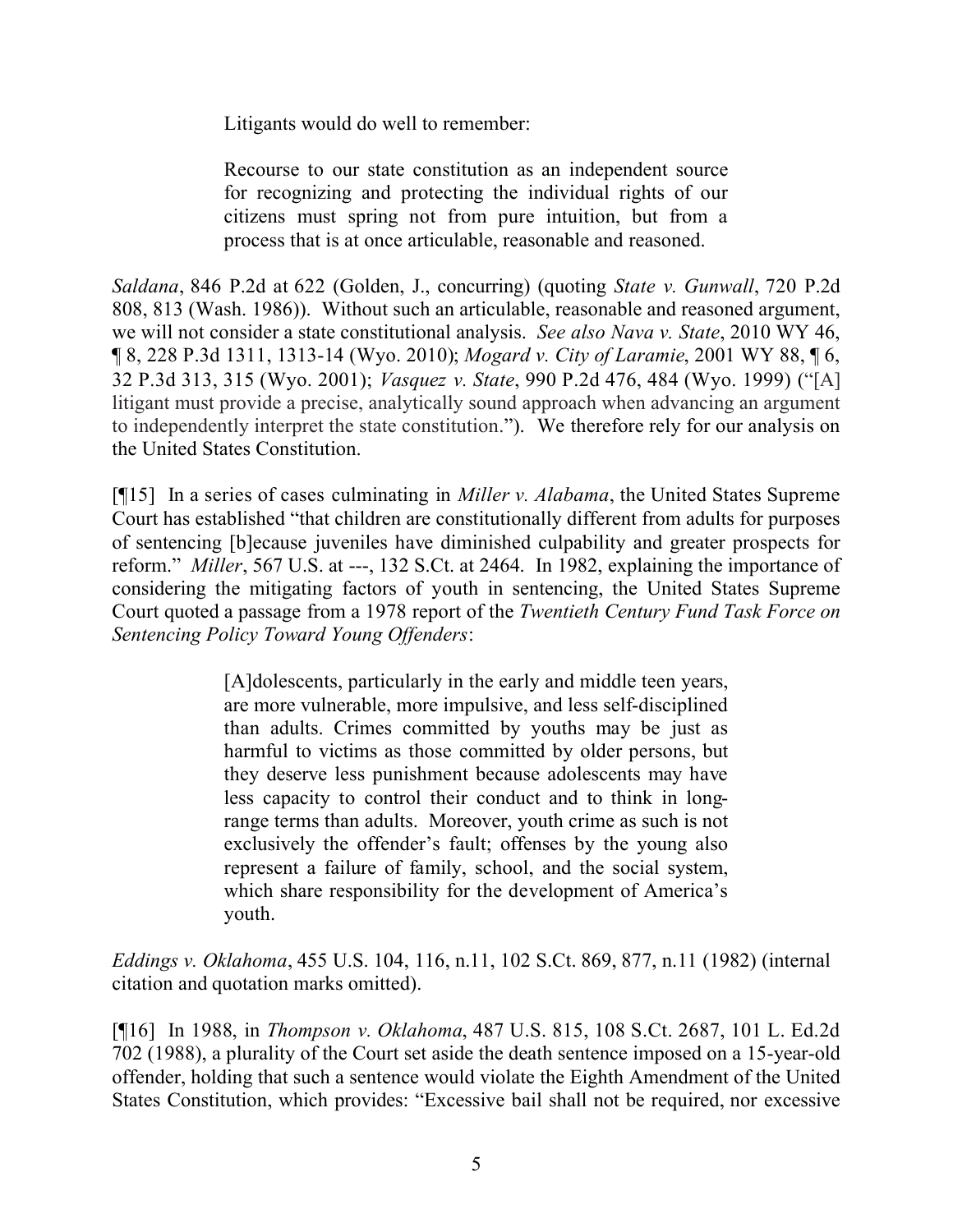Litigants would do well to remember:

> Recourse to our state constitution as an independent source for recognizing and protecting the individual rights of our citizens must spring not from pure intuition, but from a process that is at once articulable, reasonable and reasoned.

*Saldana*, 846 P.2d at 622 (Golden, J., concurring) (quoting *State v. Gunwall*, 720 P.2d 808, 813 (Wash. 1986)). Without such an articulable, reasonable and reasoned argument, we will not consider a state constitutional analysis. *See also Nava v. State*, 2010 WY 46, ¶ 8, 228 P.3d 1311, 1313-14 (Wyo. 2010); *Mogard v. City of Laramie*, 2001 WY 88, ¶ 6, 32 P.3d 313, 315 (Wyo. 2001); *Vasquez v. State*, 990 P.2d 476, 484 (Wyo. 1999) ("[A] litigant must provide a precise, analytically sound approach when advancing an argument to independently interpret the state constitution."). We therefore rely for our analysis on the United States Constitution.

[¶15] In a series of cases culminating in *Miller v. Alabama*, the United States Supreme Court has established "that children are constitutionally different from adults for purposes of sentencing [b]ecause juveniles have diminished culpability and greater prospects for reform." *Miller*, 567 U.S. at ---, 132 S.Ct. at 2464. In 1982, explaining the importance of considering the mitigating factors of youth in sentencing, the United States Supreme Court quoted a passage from a 1978 report of the *Twentieth Century Fund Task Force on Sentencing Policy Toward Young Offenders*:

> [A]dolescents, particularly in the early and middle teen years, are more vulnerable, more impulsive, and less self-disciplined than adults. Crimes committed by youths may be just as harmful to victims as those committed by older persons, but they deserve less punishment because adolescents may have less capacity to control their conduct and to think in long-range terms than adults. Moreover, youth crime as such is not exclusively the offender's fault; offenses by the young also represent a failure of family, school, and the social system, which share responsibility for the development of America's youth.

*Eddings v. Oklahoma*, 455 U.S. 104, 116, n.11, 102 S.Ct. 869, 877, n.11 (1982) (internal citation and quotation marks omitted).

[¶16] In 1988, in *Thompson v. Oklahoma*, 487 U.S. 815, 108 S.Ct. 2687, 101 L. Ed.2d 702 (1988), a plurality of the Court set aside the death sentence imposed on a 15-year-old offender, holding that such a sentence would violate the Eighth Amendment of the United States Constitution, which provides: "Excessive bail shall not be required, nor excessive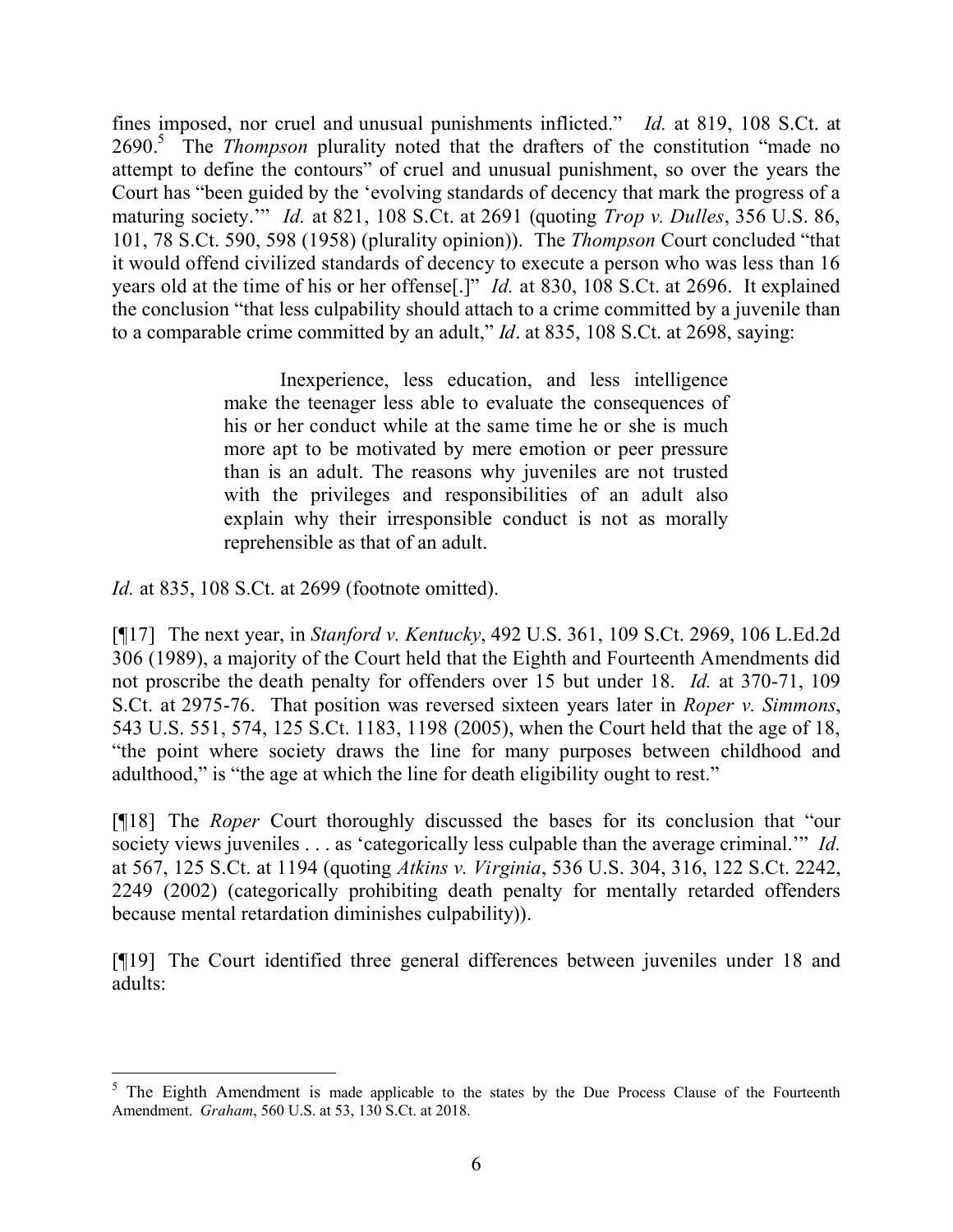fines imposed, nor cruel and unusual punishments inflicted." *Id.* at 819, 108 S.Ct. at 2690.[5] The *Thompson* plurality noted that the drafters of the constitution "made no attempt to define the contours" of cruel and unusual punishment, so over the years the Court has "been guided by the 'evolving standards of decency that mark the progress of a maturing society.'" *Id.* at 821, 108 S.Ct. at 2691 (quoting *Trop v. Dulles*, 356 U.S. 86, 101, 78 S.Ct. 590, 598 (1958) (plurality opinion)). The *Thompson* Court concluded "that it would offend civilized standards of decency to execute a person who was less than 16 years old at the time of his or her offense[.]" *Id.* at 830, 108 S.Ct. at 2696. It explained the conclusion "that less culpability should attach to a crime committed by a juvenile than to a comparable crime committed by an adult," *Id*. at 835, 108 S.Ct. at 2698, saying:

> Inexperience, less education, and less intelligence make the teenager less able to evaluate the consequences of his or her conduct while at the same time he or she is much more apt to be motivated by mere emotion or peer pressure than is an adult. The reasons why juveniles are not trusted with the privileges and responsibilities of an adult also explain why their irresponsible conduct is not as morally reprehensible as that of an adult.

*Id.* at 835, 108 S.Ct. at 2699 (footnote omitted).

[¶17] The next year, in *Stanford v. Kentucky*, 492 U.S. 361, 109 S.Ct. 2969, 106 L.Ed.2d 306 (1989), a majority of the Court held that the Eighth and Fourteenth Amendments did not proscribe the death penalty for offenders over 15 but under 18. *Id.* at 370-71, 109 S.Ct. at 2975-76. That position was reversed sixteen years later in *Roper v. Simmons*, 543 U.S. 551, 574, 125 S.Ct. 1183, 1198 (2005), when the Court held that the age of 18, "the point where society draws the line for many purposes between childhood and adulthood," is "the age at which the line for death eligibility ought to rest."

[¶18] The *Roper* Court thoroughly discussed the bases for its conclusion that "our society views juveniles . . . as 'categorically less culpable than the average criminal.'" *Id.* at 567, 125 S.Ct. at 1194 (quoting *Atkins v. Virginia*, 536 U.S. 304, 316, 122 S.Ct. 2242, 2249 (2002) (categorically prohibiting death penalty for mentally retarded offenders because mental retardation diminishes culpability)).

[¶19] The Court identified three general differences between juveniles under 18 and adults:

---

[5] The Eighth Amendment is made applicable to the states by the Due Process Clause of the Fourteenth Amendment. *Graham*, 560 U.S. at 53, 130 S.Ct. at 2018.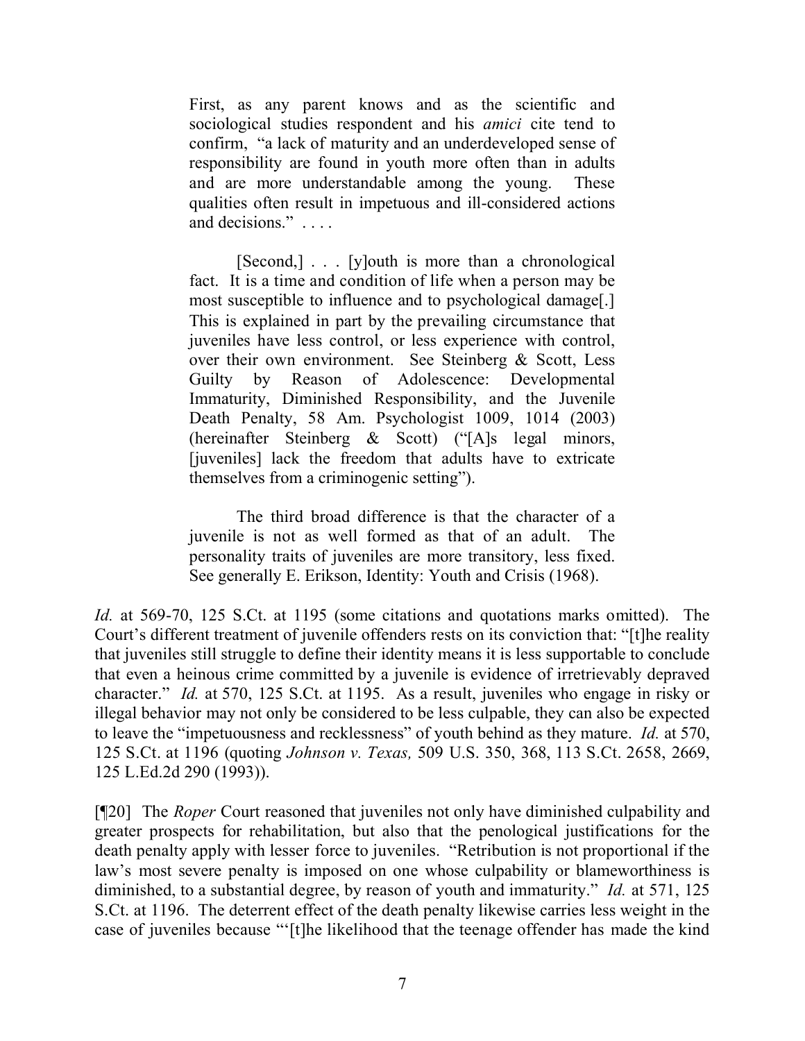> First, as any parent knows and as the scientific and sociological studies respondent and his *amici* cite tend to confirm, "a lack of maturity and an underdeveloped sense of responsibility are found in youth more often than in adults and are more understandable among the young. These qualities often result in impetuous and ill-considered actions and decisions." . . . .
>
> [Second,] . . . [y]outh is more than a chronological fact. It is a time and condition of life when a person may be most susceptible to influence and to psychological damage[.] This is explained in part by the prevailing circumstance that juveniles have less control, or less experience with control, over their own environment. See Steinberg & Scott, Less Guilty by Reason of Adolescence: Developmental Immaturity, Diminished Responsibility, and the Juvenile Death Penalty, 58 Am. Psychologist 1009, 1014 (2003) (hereinafter Steinberg & Scott) ("[A]s legal minors, [juveniles] lack the freedom that adults have to extricate themselves from a criminogenic setting").
>
> The third broad difference is that the character of a juvenile is not as well formed as that of an adult. The personality traits of juveniles are more transitory, less fixed. See generally E. Erikson, Identity: Youth and Crisis (1968).

*Id.* at 569-70, 125 S.Ct. at 1195 (some citations and quotations marks omitted). The Court's different treatment of juvenile offenders rests on its conviction that: "[t]he reality that juveniles still struggle to define their identity means it is less supportable to conclude that even a heinous crime committed by a juvenile is evidence of irretrievably depraved character." *Id.* at 570, 125 S.Ct. at 1195. As a result, juveniles who engage in risky or illegal behavior may not only be considered to be less culpable, they can also be expected to leave the "impetuousness and recklessness" of youth behind as they mature. *Id.* at 570, 125 S.Ct. at 1196 (quoting *Johnson v. Texas,* 509 U.S. 350, 368, 113 S.Ct. 2658, 2669, 125 L.Ed.2d 290 (1993)).

[¶20] The *Roper* Court reasoned that juveniles not only have diminished culpability and greater prospects for rehabilitation, but also that the penological justifications for the death penalty apply with lesser force to juveniles. "Retribution is not proportional if the law's most severe penalty is imposed on one whose culpability or blameworthiness is diminished, to a substantial degree, by reason of youth and immaturity." *Id.* at 571, 125 S.Ct. at 1196. The deterrent effect of the death penalty likewise carries less weight in the case of juveniles because "'[t]he likelihood that the teenage offender has made the kind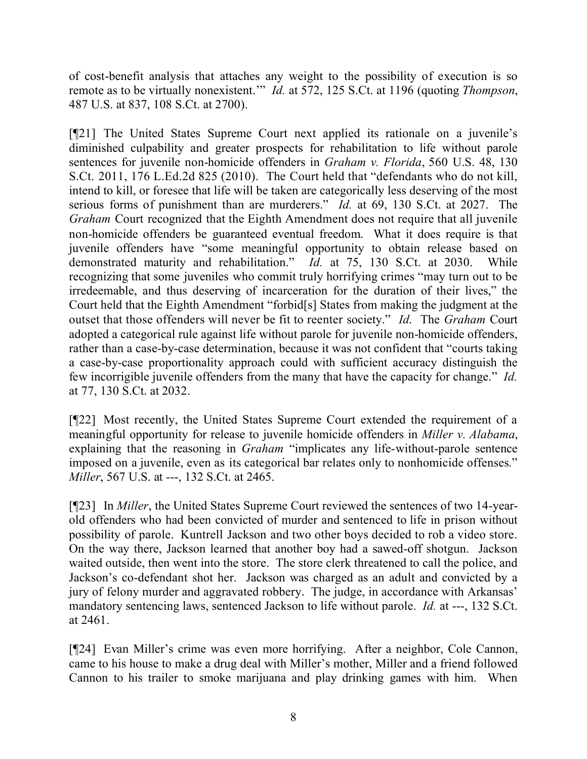of cost-benefit analysis that attaches any weight to the possibility of execution is so remote as to be virtually nonexistent.'" *Id.* at 572, 125 S.Ct. at 1196 (quoting *Thompson*, 487 U.S. at 837, 108 S.Ct. at 2700).

[¶21] The United States Supreme Court next applied its rationale on a juvenile's diminished culpability and greater prospects for rehabilitation to life without parole sentences for juvenile non-homicide offenders in *Graham v. Florida*, 560 U.S. 48, 130 S.Ct. 2011, 176 L.Ed.2d 825 (2010). The Court held that "defendants who do not kill, intend to kill, or foresee that life will be taken are categorically less deserving of the most serious forms of punishment than are murderers." *Id.* at 69, 130 S.Ct. at 2027. The *Graham* Court recognized that the Eighth Amendment does not require that all juvenile non-homicide offenders be guaranteed eventual freedom. What it does require is that juvenile offenders have "some meaningful opportunity to obtain release based on demonstrated maturity and rehabilitation." *Id.* at 75, 130 S.Ct. at 2030. While recognizing that some juveniles who commit truly horrifying crimes "may turn out to be irredeemable, and thus deserving of incarceration for the duration of their lives," the Court held that the Eighth Amendment "forbid[s] States from making the judgment at the outset that those offenders will never be fit to reenter society." *Id.* The *Graham* Court adopted a categorical rule against life without parole for juvenile non-homicide offenders, rather than a case-by-case determination, because it was not confident that "courts taking a case-by-case proportionality approach could with sufficient accuracy distinguish the few incorrigible juvenile offenders from the many that have the capacity for change." *Id.* at 77, 130 S.Ct. at 2032.

[¶22] Most recently, the United States Supreme Court extended the requirement of a meaningful opportunity for release to juvenile homicide offenders in *Miller v. Alabama*, explaining that the reasoning in *Graham* "implicates any life-without-parole sentence imposed on a juvenile, even as its categorical bar relates only to nonhomicide offenses." *Miller*, 567 U.S. at ---, 132 S.Ct. at 2465.

[¶23] In *Miller*, the United States Supreme Court reviewed the sentences of two 14-year-old offenders who had been convicted of murder and sentenced to life in prison without possibility of parole. Kuntrell Jackson and two other boys decided to rob a video store. On the way there, Jackson learned that another boy had a sawed-off shotgun. Jackson waited outside, then went into the store. The store clerk threatened to call the police, and Jackson's co-defendant shot her. Jackson was charged as an adult and convicted by a jury of felony murder and aggravated robbery. The judge, in accordance with Arkansas' mandatory sentencing laws, sentenced Jackson to life without parole. *Id.* at ---, 132 S.Ct. at 2461.

[¶24] Evan Miller's crime was even more horrifying. After a neighbor, Cole Cannon, came to his house to make a drug deal with Miller's mother, Miller and a friend followed Cannon to his trailer to smoke marijuana and play drinking games with him. When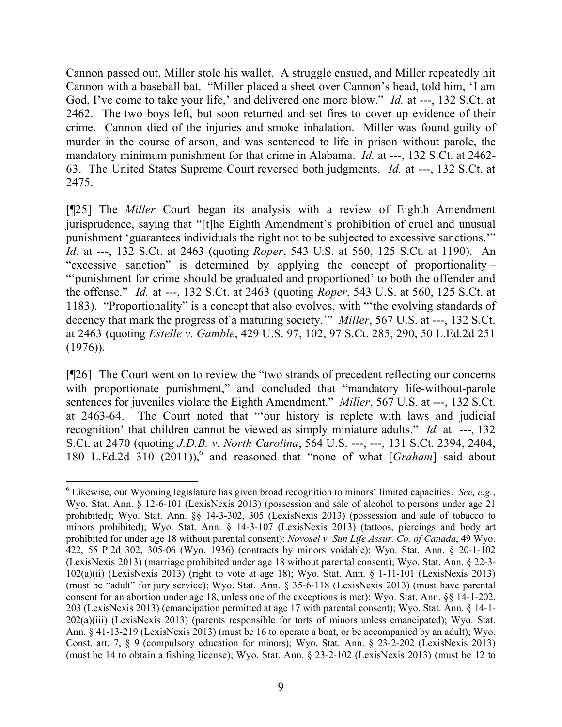Cannon passed out, Miller stole his wallet. A struggle ensued, and Miller repeatedly hit Cannon with a baseball bat. "Miller placed a sheet over Cannon's head, told him, 'I am God, I've come to take your life,' and delivered one more blow." *Id.* at ---, 132 S.Ct. at 2462. The two boys left, but soon returned and set fires to cover up evidence of their crime. Cannon died of the injuries and smoke inhalation. Miller was found guilty of murder in the course of arson, and was sentenced to life in prison without parole, the mandatory minimum punishment for that crime in Alabama. *Id.* at ---, 132 S.Ct. at 2462-63. The United States Supreme Court reversed both judgments. *Id.* at ---, 132 S.Ct. at 2475.

[¶25] The *Miller* Court began its analysis with a review of Eighth Amendment jurisprudence, saying that "[t]he Eighth Amendment's prohibition of cruel and unusual punishment 'guarantees individuals the right not to be subjected to excessive sanctions.'" *Id*. at ---, 132 S.Ct. at 2463 (quoting *Roper*, 543 U.S. at 560, 125 S.Ct. at 1190). An "excessive sanction" is determined by applying the concept of proportionality – "'punishment for crime should be graduated and proportioned' to both the offender and the offense." *Id.* at ---, 132 S.Ct. at 2463 (quoting *Roper*, 543 U.S. at 560, 125 S.Ct. at 1183). "Proportionality" is a concept that also evolves, with "'the evolving standards of decency that mark the progress of a maturing society.'" *Miller*, 567 U.S. at ---, 132 S.Ct. at 2463 (quoting *Estelle v. Gamble*, 429 U.S. 97, 102, 97 S.Ct. 285, 290, 50 L.Ed.2d 251 (1976)).

[¶26] The Court went on to review the "two strands of precedent reflecting our concerns with proportionate punishment," and concluded that "mandatory life-without-parole sentences for juveniles violate the Eighth Amendment." *Miller*, 567 U.S. at ---, 132 S.Ct. at 2463-64. The Court noted that "'our history is replete with laws and judicial recognition' that children cannot be viewed as simply miniature adults." *Id.* at ---, 132 S.Ct. at 2470 (quoting *J.D.B. v. North Carolina*, 564 U.S. ---, ---, 131 S.Ct. 2394, 2404, 180 L.Ed.2d 310 (2011)),[6] and reasoned that "none of what [*Graham*] said about

[6] Likewise, our Wyoming legislature has given broad recognition to minors' limited capacities. *See, e.g.*, Wyo. Stat. Ann. § 12-6-101 (LexisNexis 2013) (possession and sale of alcohol to persons under age 21 prohibited); Wyo. Stat. Ann. §§ 14-3-302, 305 (LexisNexis 2013) (possession and sale of tobacco to minors prohibited); Wyo. Stat. Ann. § 14-3-107 (LexisNexis 2013) (tattoos, piercings and body art prohibited for under age 18 without parental consent); *Novosel v. Sun Life Assur. Co. of Canada*, 49 Wyo. 422, 55 P.2d 302, 305-06 (Wyo. 1936) (contracts by minors voidable); Wyo. Stat. Ann. § 20-1-102 (LexisNexis 2013) (marriage prohibited under age 18 without parental consent); Wyo. Stat. Ann. § 22-3-102(a)(ii) (LexisNexis 2013) (right to vote at age 18); Wyo. Stat. Ann. § 1-11-101 (LexisNexis 2013) (must be "adult" for jury service); Wyo. Stat. Ann. § 35-6-118 (LexisNexis 2013) (must have parental consent for an abortion under age 18, unless one of the exceptions is met); Wyo. Stat. Ann. §§ 14-1-202, 203 (LexisNexis 2013) (emancipation permitted at age 17 with parental consent); Wyo. Stat. Ann. § 14-1-202(a)(iii) (LexisNexis 2013) (parents responsible for torts of minors unless emancipated); Wyo. Stat. Ann. § 41-13-219 (LexisNexis 2013) (must be 16 to operate a boat, or be accompanied by an adult); Wyo. Const. art. 7, § 9 (compulsory education for minors); Wyo. Stat. Ann. § 23-2-202 (LexisNexis 2013) (must be 14 to obtain a fishing license); Wyo. Stat. Ann. § 23-2-102 (LexisNexis 2013) (must be 12 to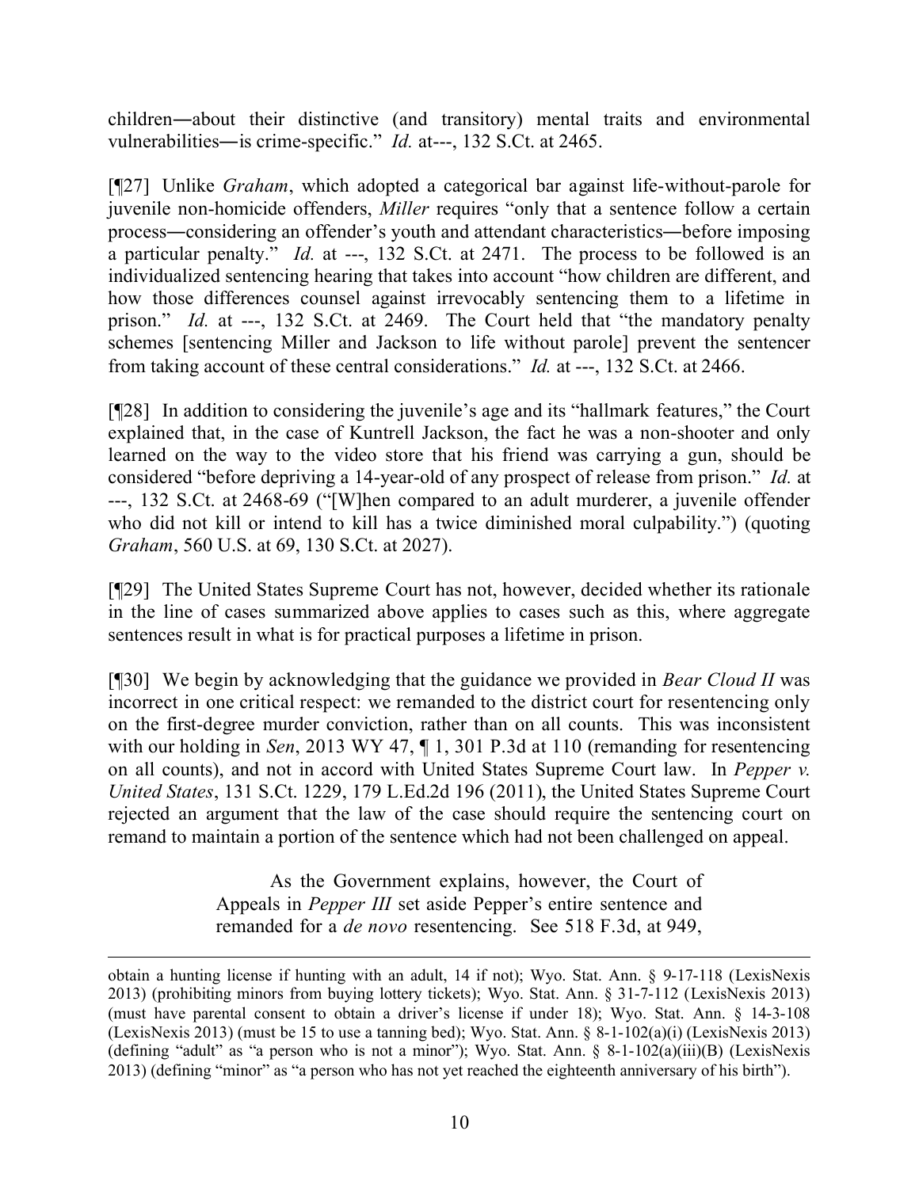children―about their distinctive (and transitory) mental traits and environmental vulnerabilities―is crime-specific." *Id.* at---, 132 S.Ct. at 2465.

[¶27] Unlike *Graham*, which adopted a categorical bar against life-without-parole for juvenile non-homicide offenders, *Miller* requires "only that a sentence follow a certain process―considering an offender's youth and attendant characteristics―before imposing a particular penalty." *Id.* at ---, 132 S.Ct. at 2471. The process to be followed is an individualized sentencing hearing that takes into account "how children are different, and how those differences counsel against irrevocably sentencing them to a lifetime in prison." *Id.* at ---, 132 S.Ct. at 2469. The Court held that "the mandatory penalty schemes [sentencing Miller and Jackson to life without parole] prevent the sentencer from taking account of these central considerations." *Id.* at ---, 132 S.Ct. at 2466.

[¶28] In addition to considering the juvenile's age and its "hallmark features," the Court explained that, in the case of Kuntrell Jackson, the fact he was a non-shooter and only learned on the way to the video store that his friend was carrying a gun, should be considered "before depriving a 14-year-old of any prospect of release from prison." *Id.* at ---, 132 S.Ct. at 2468-69 ("[W]hen compared to an adult murderer, a juvenile offender who did not kill or intend to kill has a twice diminished moral culpability.") (quoting *Graham*, 560 U.S. at 69, 130 S.Ct. at 2027).

[¶29] The United States Supreme Court has not, however, decided whether its rationale in the line of cases summarized above applies to cases such as this, where aggregate sentences result in what is for practical purposes a lifetime in prison.

[¶30] We begin by acknowledging that the guidance we provided in *Bear Cloud II* was incorrect in one critical respect: we remanded to the district court for resentencing only on the first-degree murder conviction, rather than on all counts. This was inconsistent with our holding in *Sen*, 2013 WY 47, ¶ 1, 301 P.3d at 110 (remanding for resentencing on all counts), and not in accord with United States Supreme Court law. In *Pepper v. United States*, 131 S.Ct. 1229, 179 L.Ed.2d 196 (2011), the United States Supreme Court rejected an argument that the law of the case should require the sentencing court on remand to maintain a portion of the sentence which had not been challenged on appeal.

> As the Government explains, however, the Court of Appeals in *Pepper III* set aside Pepper's entire sentence and remanded for a *de novo* resentencing. See 518 F.3d, at 949,

---

obtain a hunting license if hunting with an adult, 14 if not); Wyo. Stat. Ann. § 9-17-118 (LexisNexis 2013) (prohibiting minors from buying lottery tickets); Wyo. Stat. Ann. § 31-7-112 (LexisNexis 2013) (must have parental consent to obtain a driver's license if under 18); Wyo. Stat. Ann. § 14-3-108 (LexisNexis 2013) (must be 15 to use a tanning bed); Wyo. Stat. Ann. § 8-1-102(a)(i) (LexisNexis 2013) (defining "adult" as "a person who is not a minor"); Wyo. Stat. Ann. § 8-1-102(a)(iii)(B) (LexisNexis 2013) (defining "minor" as "a person who has not yet reached the eighteenth anniversary of his birth").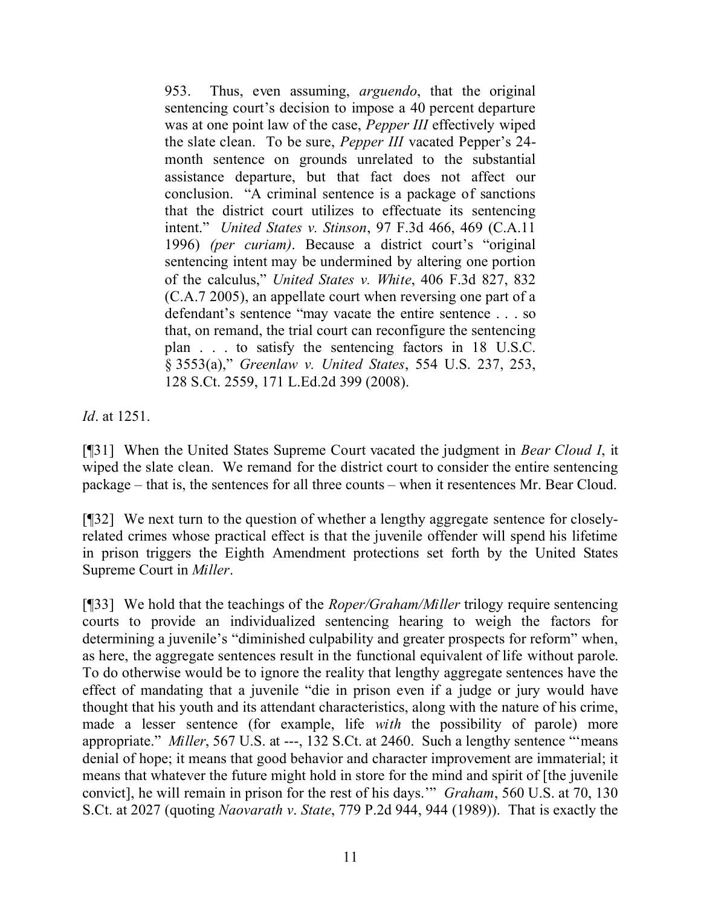> 953. Thus, even assuming, *arguendo*, that the original sentencing court's decision to impose a 40 percent departure was at one point law of the case, *Pepper III* effectively wiped the slate clean. To be sure, *Pepper III* vacated Pepper's 24-month sentence on grounds unrelated to the substantial assistance departure, but that fact does not affect our conclusion. "A criminal sentence is a package of sanctions that the district court utilizes to effectuate its sentencing intent." *United States v. Stinson*, 97 F.3d 466, 469 (C.A.11 1996) *(per curiam)*. Because a district court's "original sentencing intent may be undermined by altering one portion of the calculus," *United States v. White*, 406 F.3d 827, 832 (C.A.7 2005), an appellate court when reversing one part of a defendant's sentence "may vacate the entire sentence . . . so that, on remand, the trial court can reconfigure the sentencing plan . . . to satisfy the sentencing factors in 18 U.S.C. § 3553(a)," *Greenlaw v. United States*, 554 U.S. 237, 253, 128 S.Ct. 2559, 171 L.Ed.2d 399 (2008).

*Id*. at 1251.

[¶31] When the United States Supreme Court vacated the judgment in *Bear Cloud I*, it wiped the slate clean. We remand for the district court to consider the entire sentencing package – that is, the sentences for all three counts – when it resentences Mr. Bear Cloud.

[¶32] We next turn to the question of whether a lengthy aggregate sentence for closely-related crimes whose practical effect is that the juvenile offender will spend his lifetime in prison triggers the Eighth Amendment protections set forth by the United States Supreme Court in *Miller*.

[¶33] We hold that the teachings of the *Roper/Graham/Miller* trilogy require sentencing courts to provide an individualized sentencing hearing to weigh the factors for determining a juvenile's "diminished culpability and greater prospects for reform" when, as here, the aggregate sentences result in the functional equivalent of life without parole. To do otherwise would be to ignore the reality that lengthy aggregate sentences have the effect of mandating that a juvenile "die in prison even if a judge or jury would have thought that his youth and its attendant characteristics, along with the nature of his crime, made a lesser sentence (for example, life *with* the possibility of parole) more appropriate." *Miller*, 567 U.S. at ---, 132 S.Ct. at 2460. Such a lengthy sentence "'means denial of hope; it means that good behavior and character improvement are immaterial; it means that whatever the future might hold in store for the mind and spirit of [the juvenile convict], he will remain in prison for the rest of his days.'" *Graham*, 560 U.S. at 70, 130 S.Ct. at 2027 (quoting *Naovarath v. State*, 779 P.2d 944, 944 (1989)). That is exactly the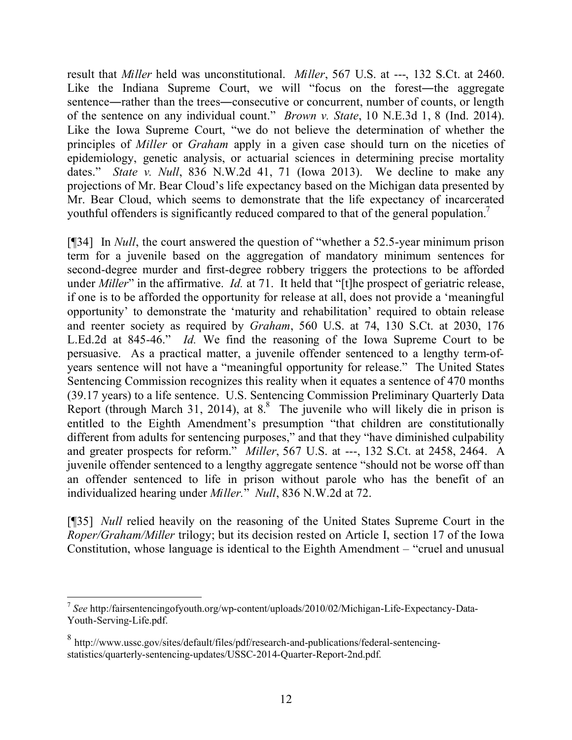result that *Miller* held was unconstitutional. *Miller*, 567 U.S. at ---, 132 S.Ct. at 2460. Like the Indiana Supreme Court, we will "focus on the forest—the aggregate sentence—rather than the trees—consecutive or concurrent, number of counts, or length of the sentence on any individual count." *Brown v. State*, 10 N.E.3d 1, 8 (Ind. 2014). Like the Iowa Supreme Court, "we do not believe the determination of whether the principles of *Miller* or *Graham* apply in a given case should turn on the niceties of epidemiology, genetic analysis, or actuarial sciences in determining precise mortality dates." *State v. Null*, 836 N.W.2d 41, 71 (Iowa 2013). We decline to make any projections of Mr. Bear Cloud's life expectancy based on the Michigan data presented by Mr. Bear Cloud, which seems to demonstrate that the life expectancy of incarcerated youthful offenders is significantly reduced compared to that of the general population.[7]

[¶34] In *Null*, the court answered the question of "whether a 52.5-year minimum prison term for a juvenile based on the aggregation of mandatory minimum sentences for second-degree murder and first-degree robbery triggers the protections to be afforded under *Miller*" in the affirmative. *Id.* at 71. It held that "[t]he prospect of geriatric release, if one is to be afforded the opportunity for release at all, does not provide a 'meaningful opportunity' to demonstrate the 'maturity and rehabilitation' required to obtain release and reenter society as required by *Graham*, 560 U.S. at 74, 130 S.Ct. at 2030, 176 L.Ed.2d at 845-46." *Id.* We find the reasoning of the Iowa Supreme Court to be persuasive. As a practical matter, a juvenile offender sentenced to a lengthy term-of-years sentence will not have a "meaningful opportunity for release." The United States Sentencing Commission recognizes this reality when it equates a sentence of 470 months (39.17 years) to a life sentence. U.S. Sentencing Commission Preliminary Quarterly Data Report (through March 31, 2014), at 8.[8] The juvenile who will likely die in prison is entitled to the Eighth Amendment's presumption "that children are constitutionally different from adults for sentencing purposes," and that they "have diminished culpability and greater prospects for reform." *Miller*, 567 U.S. at ---, 132 S.Ct. at 2458, 2464. A juvenile offender sentenced to a lengthy aggregate sentence "should not be worse off than an offender sentenced to life in prison without parole who has the benefit of an individualized hearing under *Miller.*" *Null*, 836 N.W.2d at 72.

[¶35] *Null* relied heavily on the reasoning of the United States Supreme Court in the *Roper/Graham/Miller* trilogy; but its decision rested on Article I, section 17 of the Iowa Constitution, whose language is identical to the Eighth Amendment – "cruel and unusual

---

[7] *See* http:/fairsentencingofyouth.org/wp-content/uploads/2010/02/Michigan-Life-Expectancy-Data-Youth-Serving-Life.pdf.

[8] http://www.ussc.gov/sites/default/files/pdf/research-and-publications/federal-sentencing-statistics/quarterly-sentencing-updates/USSC-2014-Quarter-Report-2nd.pdf.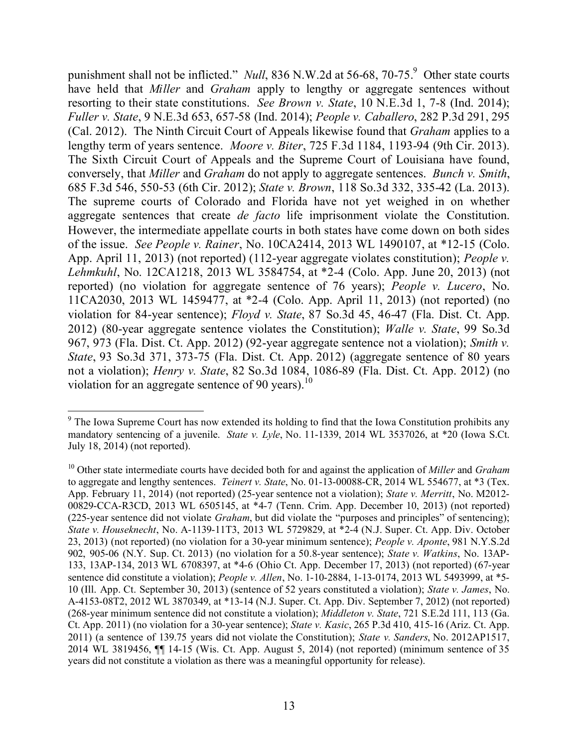punishment shall not be inflicted." *Null*, 836 N.W.2d at 56-68, 70-75.[9] Other state courts have held that *Miller* and *Graham* apply to lengthy or aggregate sentences without resorting to their state constitutions. *See Brown v. State*, 10 N.E.3d 1, 7-8 (Ind. 2014); *Fuller v. State*, 9 N.E.3d 653, 657-58 (Ind. 2014); *People v. Caballero*, 282 P.3d 291, 295 (Cal. 2012). The Ninth Circuit Court of Appeals likewise found that *Graham* applies to a lengthy term of years sentence. *Moore v. Biter*, 725 F.3d 1184, 1193-94 (9th Cir. 2013). The Sixth Circuit Court of Appeals and the Supreme Court of Louisiana have found, conversely, that *Miller* and *Graham* do not apply to aggregate sentences. *Bunch v. Smith*, 685 F.3d 546, 550-53 (6th Cir. 2012); *State v. Brown*, 118 So.3d 332, 335-42 (La. 2013). The supreme courts of Colorado and Florida have not yet weighed in on whether aggregate sentences that create *de facto* life imprisonment violate the Constitution. However, the intermediate appellate courts in both states have come down on both sides of the issue. *See People v. Rainer*, No. 10CA2414, 2013 WL 1490107, at *12-15 (Colo. App. April 11, 2013) (not reported) (112-year aggregate violates constitution); *People v. Lehmkuhl*, No. 12CA1218, 2013 WL 3584754, at *2-4 (Colo. App. June 20, 2013) (not reported) (no violation for aggregate sentence of 76 years); *People v. Lucero*, No. 11CA2030, 2013 WL 1459477, at *2-4 (Colo. App. April 11, 2013) (not reported) (no violation for 84-year sentence); *Floyd v. State*, 87 So.3d 45, 46-47 (Fla. Dist. Ct. App. 2012) (80-year aggregate sentence violates the Constitution); *Walle v. State*, 99 So.3d 967, 973 (Fla. Dist. Ct. App. 2012) (92-year aggregate sentence not a violation); *Smith v. State*, 93 So.3d 371, 373-75 (Fla. Dist. Ct. App. 2012) (aggregate sentence of 80 years not a violation); *Henry v. State*, 82 So.3d 1084, 1086-89 (Fla. Dist. Ct. App. 2012) (no violation for an aggregate sentence of 90 years).[10]

---

[9] The Iowa Supreme Court has now extended its holding to find that the Iowa Constitution prohibits any mandatory sentencing of a juvenile. *State v. Lyle*, No. 11-1339, 2014 WL 3537026, at *20 (Iowa S.Ct. July 18, 2014) (not reported).

[10] Other state intermediate courts have decided both for and against the application of *Miller* and *Graham* to aggregate and lengthy sentences. *Teinert v. State*, No. 01-13-00088-CR, 2014 WL 554677, at *3 (Tex. App. February 11, 2014) (not reported) (25-year sentence not a violation); *State v. Merritt*, No. M2012-00829-CCA-R3CD, 2013 WL 6505145, at *4-7 (Tenn. Crim. App. December 10, 2013) (not reported) (225-year sentence did not violate *Graham*, but did violate the "purposes and principles" of sentencing); *State v. Houseknecht*, No. A-1139-11T3, 2013 WL 5729829, at *2-4 (N.J. Super. Ct. App. Div. October 23, 2013) (not reported) (no violation for a 30-year minimum sentence); *People v. Aponte*, 981 N.Y.S.2d 902, 905-06 (N.Y. Sup. Ct. 2013) (no violation for a 50.8-year sentence); *State v. Watkins*, No. 13AP-133, 13AP-134, 2013 WL 6708397, at *4-6 (Ohio Ct. App. December 17, 2013) (not reported) (67-year sentence did constitute a violation); *People v. Allen*, No. 1-10-2884, 1-13-0174, 2013 WL 5493999, at *5-10 (Ill. App. Ct. September 30, 2013) (sentence of 52 years constituted a violation); *State v. James*, No. A-4153-08T2, 2012 WL 3870349, at *13-14 (N.J. Super. Ct. App. Div. September 7, 2012) (not reported) (268-year minimum sentence did not constitute a violation); *Middleton v. State*, 721 S.E.2d 111, 113 (Ga. Ct. App. 2011) (no violation for a 30-year sentence); *State v. Kasic*, 265 P.3d 410, 415-16 (Ariz. Ct. App. 2011) (a sentence of 139.75 years did not violate the Constitution); *State v. Sanders*, No. 2012AP1517, 2014 WL 3819456, ¶¶ 14-15 (Wis. Ct. App. August 5, 2014) (not reported) (minimum sentence of 35 years did not constitute a violation as there was a meaningful opportunity for release).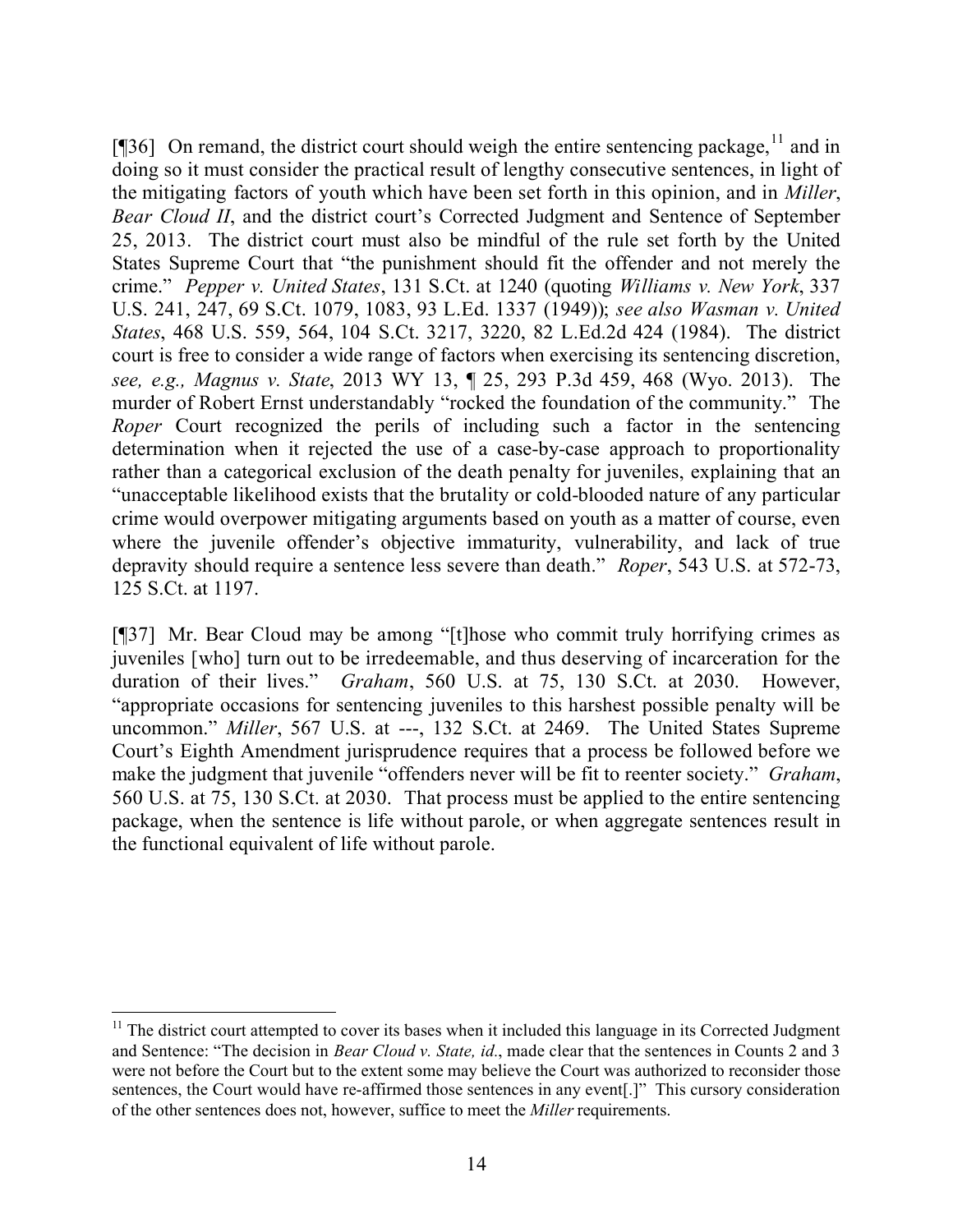[¶36] On remand, the district court should weigh the entire sentencing package,[11] and in doing so it must consider the practical result of lengthy consecutive sentences, in light of the mitigating factors of youth which have been set forth in this opinion, and in *Miller*, *Bear Cloud II*, and the district court's Corrected Judgment and Sentence of September 25, 2013. The district court must also be mindful of the rule set forth by the United States Supreme Court that "the punishment should fit the offender and not merely the crime." *Pepper v. United States*, 131 S.Ct. at 1240 (quoting *Williams v. New York*, 337 U.S. 241, 247, 69 S.Ct. 1079, 1083, 93 L.Ed. 1337 (1949)); *see also Wasman v. United States*, 468 U.S. 559, 564, 104 S.Ct. 3217, 3220, 82 L.Ed.2d 424 (1984). The district court is free to consider a wide range of factors when exercising its sentencing discretion, *see, e.g., Magnus v. State*, 2013 WY 13, ¶ 25, 293 P.3d 459, 468 (Wyo. 2013). The murder of Robert Ernst understandably "rocked the foundation of the community." The *Roper* Court recognized the perils of including such a factor in the sentencing determination when it rejected the use of a case-by-case approach to proportionality rather than a categorical exclusion of the death penalty for juveniles, explaining that an "unacceptable likelihood exists that the brutality or cold-blooded nature of any particular crime would overpower mitigating arguments based on youth as a matter of course, even where the juvenile offender's objective immaturity, vulnerability, and lack of true depravity should require a sentence less severe than death." *Roper*, 543 U.S. at 572-73, 125 S.Ct. at 1197.

[¶37] Mr. Bear Cloud may be among "[t]hose who commit truly horrifying crimes as juveniles [who] turn out to be irredeemable, and thus deserving of incarceration for the duration of their lives." *Graham*, 560 U.S. at 75, 130 S.Ct. at 2030. However, "appropriate occasions for sentencing juveniles to this harshest possible penalty will be uncommon." *Miller*, 567 U.S. at ---, 132 S.Ct. at 2469. The United States Supreme Court's Eighth Amendment jurisprudence requires that a process be followed before we make the judgment that juvenile "offenders never will be fit to reenter society." *Graham*, 560 U.S. at 75, 130 S.Ct. at 2030. That process must be applied to the entire sentencing package, when the sentence is life without parole, or when aggregate sentences result in the functional equivalent of life without parole.

---

[11] The district court attempted to cover its bases when it included this language in its Corrected Judgment and Sentence: "The decision in *Bear Cloud v. State, id*., made clear that the sentences in Counts 2 and 3 were not before the Court but to the extent some may believe the Court was authorized to reconsider those sentences, the Court would have re-affirmed those sentences in any event[.]" This cursory consideration of the other sentences does not, however, suffice to meet the *Miller* requirements.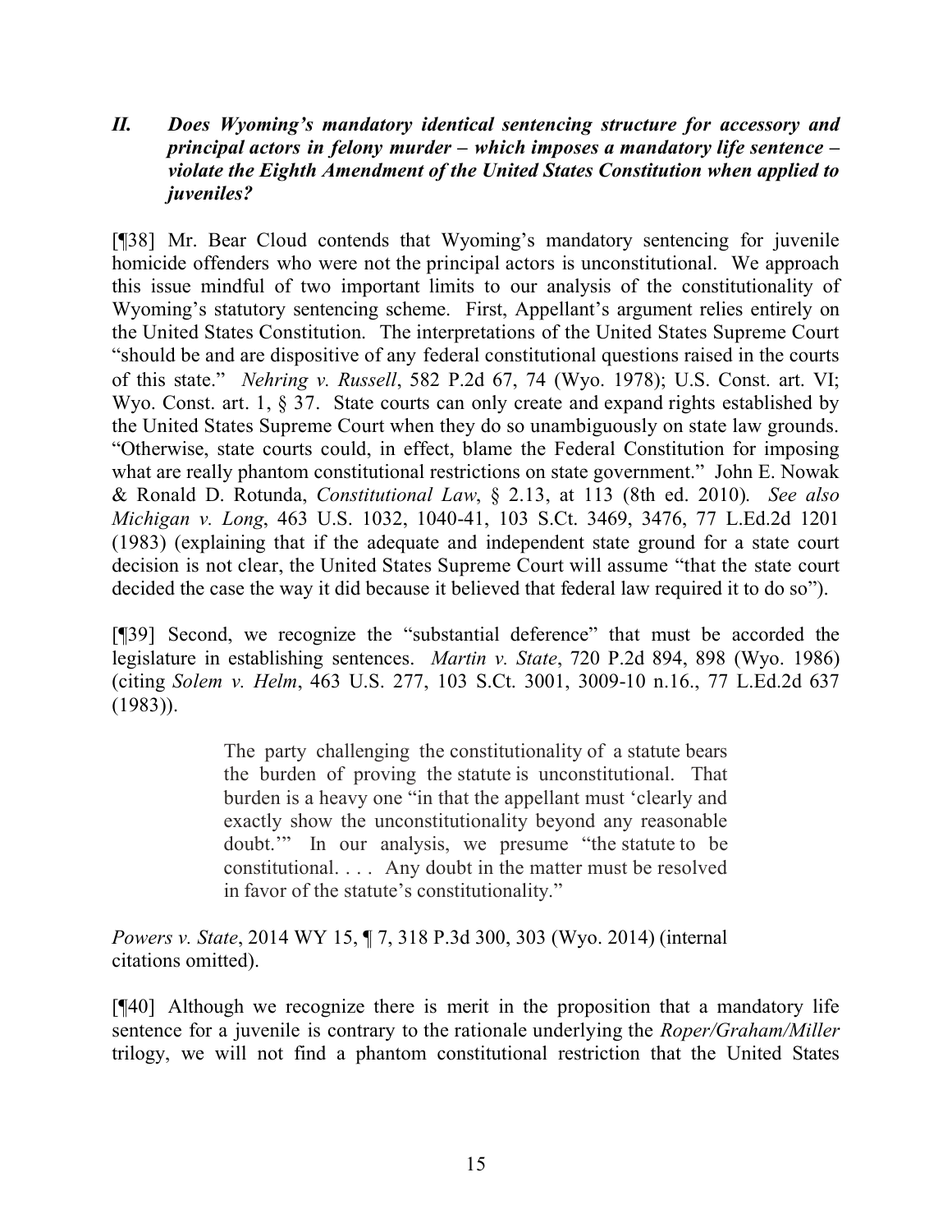## *II. Does Wyoming's mandatory identical sentencing structure for accessory and principal actors in felony murder – which imposes a mandatory life sentence – violate the Eighth Amendment of the United States Constitution when applied to juveniles?*

[¶38] Mr. Bear Cloud contends that Wyoming's mandatory sentencing for juvenile homicide offenders who were not the principal actors is unconstitutional. We approach this issue mindful of two important limits to our analysis of the constitutionality of Wyoming's statutory sentencing scheme. First, Appellant's argument relies entirely on the United States Constitution. The interpretations of the United States Supreme Court "should be and are dispositive of any federal constitutional questions raised in the courts of this state." *Nehring v. Russell*, 582 P.2d 67, 74 (Wyo. 1978); U.S. Const. art. VI; Wyo. Const. art. 1, § 37. State courts can only create and expand rights established by the United States Supreme Court when they do so unambiguously on state law grounds. "Otherwise, state courts could, in effect, blame the Federal Constitution for imposing what are really phantom constitutional restrictions on state government." John E. Nowak & Ronald D. Rotunda, *Constitutional Law*, § 2.13, at 113 (8th ed. 2010). *See also Michigan v. Long*, 463 U.S. 1032, 1040-41, 103 S.Ct. 3469, 3476, 77 L.Ed.2d 1201 (1983) (explaining that if the adequate and independent state ground for a state court decision is not clear, the United States Supreme Court will assume "that the state court decided the case the way it did because it believed that federal law required it to do so").

[¶39] Second, we recognize the "substantial deference" that must be accorded the legislature in establishing sentences. *Martin v. State*, 720 P.2d 894, 898 (Wyo. 1986) (citing *Solem v. Helm*, 463 U.S. 277, 103 S.Ct. 3001, 3009-10 n.16., 77 L.Ed.2d 637 (1983)).

> The party challenging the constitutionality of a statute bears the burden of proving the statute is unconstitutional. That burden is a heavy one "in that the appellant must 'clearly and exactly show the unconstitutionality beyond any reasonable doubt.'" In our analysis, we presume "the statute to be constitutional. . . . Any doubt in the matter must be resolved in favor of the statute's constitutionality."

*Powers v. State*, 2014 WY 15, ¶ 7, 318 P.3d 300, 303 (Wyo. 2014) (internal citations omitted).

[¶40] Although we recognize there is merit in the proposition that a mandatory life sentence for a juvenile is contrary to the rationale underlying the *Roper/Graham/Miller* trilogy, we will not find a phantom constitutional restriction that the United States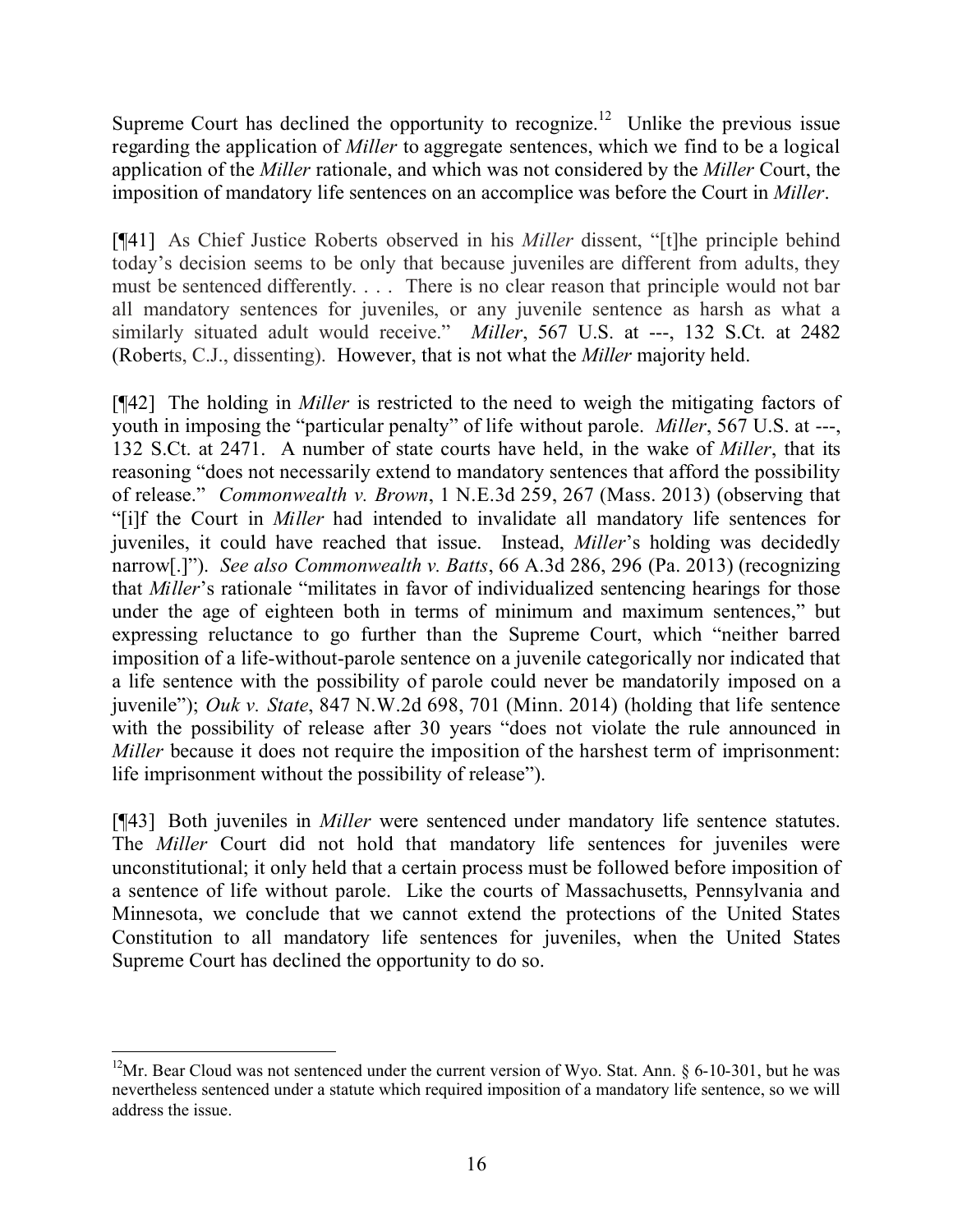Supreme Court has declined the opportunity to recognize.[12] Unlike the previous issue regarding the application of *Miller* to aggregate sentences, which we find to be a logical application of the *Miller* rationale, and which was not considered by the *Miller* Court, the imposition of mandatory life sentences on an accomplice was before the Court in *Miller*.

[¶41] As Chief Justice Roberts observed in his *Miller* dissent, "[t]he principle behind today's decision seems to be only that because juveniles are different from adults, they must be sentenced differently. . . . There is no clear reason that principle would not bar all mandatory sentences for juveniles, or any juvenile sentence as harsh as what a similarly situated adult would receive." *Miller*, 567 U.S. at ---, 132 S.Ct. at 2482 (Roberts, C.J., dissenting). However, that is not what the *Miller* majority held.

[¶42] The holding in *Miller* is restricted to the need to weigh the mitigating factors of youth in imposing the "particular penalty" of life without parole. *Miller*, 567 U.S. at ---, 132 S.Ct. at 2471. A number of state courts have held, in the wake of *Miller*, that its reasoning "does not necessarily extend to mandatory sentences that afford the possibility of release." *Commonwealth v. Brown*, 1 N.E.3d 259, 267 (Mass. 2013) (observing that "[i]f the Court in *Miller* had intended to invalidate all mandatory life sentences for juveniles, it could have reached that issue. Instead, *Miller*'s holding was decidedly narrow[.]"). *See also Commonwealth v. Batts*, 66 A.3d 286, 296 (Pa. 2013) (recognizing that *Miller*'s rationale "militates in favor of individualized sentencing hearings for those under the age of eighteen both in terms of minimum and maximum sentences," but expressing reluctance to go further than the Supreme Court, which "neither barred imposition of a life-without-parole sentence on a juvenile categorically nor indicated that a life sentence with the possibility of parole could never be mandatorily imposed on a juvenile"); *Ouk v. State*, 847 N.W.2d 698, 701 (Minn. 2014) (holding that life sentence with the possibility of release after 30 years "does not violate the rule announced in *Miller* because it does not require the imposition of the harshest term of imprisonment: life imprisonment without the possibility of release").

[¶43] Both juveniles in *Miller* were sentenced under mandatory life sentence statutes. The *Miller* Court did not hold that mandatory life sentences for juveniles were unconstitutional; it only held that a certain process must be followed before imposition of a sentence of life without parole. Like the courts of Massachusetts, Pennsylvania and Minnesota, we conclude that we cannot extend the protections of the United States Constitution to all mandatory life sentences for juveniles, when the United States Supreme Court has declined the opportunity to do so.

---

[12] Mr. Bear Cloud was not sentenced under the current version of Wyo. Stat. Ann. § 6-10-301, but he was nevertheless sentenced under a statute which required imposition of a mandatory life sentence, so we will address the issue.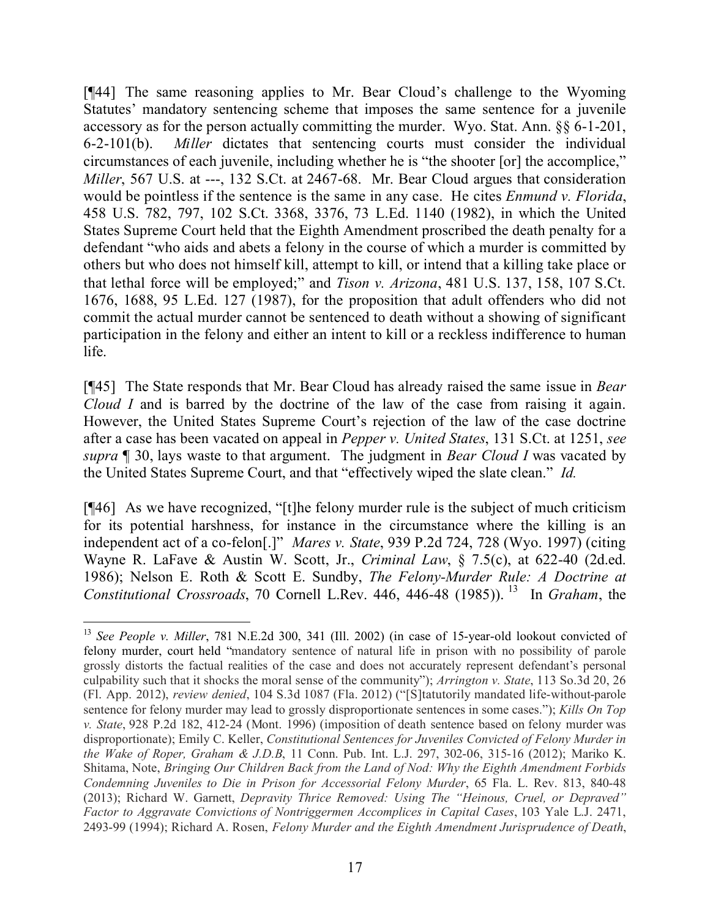[¶44] The same reasoning applies to Mr. Bear Cloud's challenge to the Wyoming Statutes' mandatory sentencing scheme that imposes the same sentence for a juvenile accessory as for the person actually committing the murder. Wyo. Stat. Ann. §§ 6-1-201, 6-2-101(b). *Miller* dictates that sentencing courts must consider the individual circumstances of each juvenile, including whether he is "the shooter [or] the accomplice," *Miller*, 567 U.S. at ---, 132 S.Ct. at 2467-68. Mr. Bear Cloud argues that consideration would be pointless if the sentence is the same in any case. He cites *Enmund v. Florida*, 458 U.S. 782, 797, 102 S.Ct. 3368, 3376, 73 L.Ed. 1140 (1982), in which the United States Supreme Court held that the Eighth Amendment proscribed the death penalty for a defendant "who aids and abets a felony in the course of which a murder is committed by others but who does not himself kill, attempt to kill, or intend that a killing take place or that lethal force will be employed;" and *Tison v. Arizona*, 481 U.S. 137, 158, 107 S.Ct. 1676, 1688, 95 L.Ed. 127 (1987), for the proposition that adult offenders who did not commit the actual murder cannot be sentenced to death without a showing of significant participation in the felony and either an intent to kill or a reckless indifference to human life.

[¶45] The State responds that Mr. Bear Cloud has already raised the same issue in *Bear Cloud I* and is barred by the doctrine of the law of the case from raising it again. However, the United States Supreme Court's rejection of the law of the case doctrine after a case has been vacated on appeal in *Pepper v. United States*, 131 S.Ct. at 1251, *see supra* ¶ 30, lays waste to that argument. The judgment in *Bear Cloud I* was vacated by the United States Supreme Court, and that "effectively wiped the slate clean." *Id.*

[¶46] As we have recognized, "[t]he felony murder rule is the subject of much criticism for its potential harshness, for instance in the circumstance where the killing is an independent act of a co-felon[.]" *Mares v. State*, 939 P.2d 724, 728 (Wyo. 1997) (citing Wayne R. LaFave & Austin W. Scott, Jr., *Criminal Law*, § 7.5(c), at 622-40 (2d.ed. 1986); Nelson E. Roth & Scott E. Sundby, *The Felony-Murder Rule: A Doctrine at Constitutional Crossroads*, 70 Cornell L.Rev. 446, 446-48 (1985)).[13] In *Graham*, the

---

[13] *See People v. Miller*, 781 N.E.2d 300, 341 (Ill. 2002) (in case of 15-year-old lookout convicted of felony murder, court held "mandatory sentence of natural life in prison with no possibility of parole grossly distorts the factual realities of the case and does not accurately represent defendant's personal culpability such that it shocks the moral sense of the community"); *Arrington v. State*, 113 So.3d 20, 26 (Fl. App. 2012), *review denied*, 104 S.3d 1087 (Fla. 2012) ("[S]tatutorily mandated life-without-parole sentence for felony murder may lead to grossly disproportionate sentences in some cases."); *Kills On Top v. State*, 928 P.2d 182, 412-24 (Mont. 1996) (imposition of death sentence based on felony murder was disproportionate); Emily C. Keller, *Constitutional Sentences for Juveniles Convicted of Felony Murder in the Wake of Roper, Graham & J.D.B*, 11 Conn. Pub. Int. L.J. 297, 302-06, 315-16 (2012); Mariko K. Shitama, Note, *Bringing Our Children Back from the Land of Nod: Why the Eighth Amendment Forbids Condemning Juveniles to Die in Prison for Accessorial Felony Murder*, 65 Fla. L. Rev. 813, 840-48 (2013); Richard W. Garnett, *Depravity Thrice Removed: Using The "Heinous, Cruel, or Depraved" Factor to Aggravate Convictions of Nontriggermen Accomplices in Capital Cases*, 103 Yale L.J. 2471, 2493-99 (1994); Richard A. Rosen, *Felony Murder and the Eighth Amendment Jurisprudence of Death*,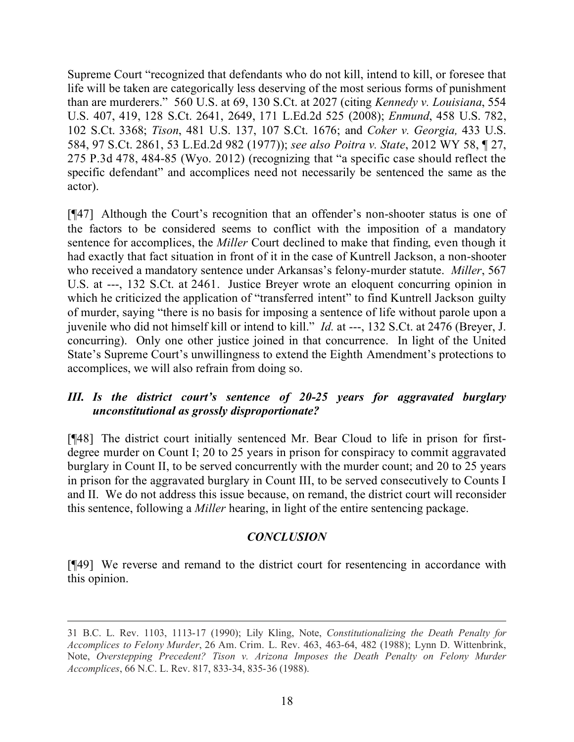Supreme Court "recognized that defendants who do not kill, intend to kill, or foresee that life will be taken are categorically less deserving of the most serious forms of punishment than are murderers." 560 U.S. at 69, 130 S.Ct. at 2027 (citing *Kennedy v. Louisiana*, 554 U.S. 407, 419, 128 S.Ct. 2641, 2649, 171 L.Ed.2d 525 (2008); *Enmund*, 458 U.S. 782, 102 S.Ct. 3368; *Tison*, 481 U.S. 137, 107 S.Ct. 1676; and *Coker v. Georgia,* 433 U.S. 584, 97 S.Ct. 2861, 53 L.Ed.2d 982 (1977)); *see also Poitra v. State*, 2012 WY 58, ¶ 27, 275 P.3d 478, 484-85 (Wyo. 2012) (recognizing that "a specific case should reflect the specific defendant" and accomplices need not necessarily be sentenced the same as the actor).

[¶47] Although the Court's recognition that an offender's non-shooter status is one of the factors to be considered seems to conflict with the imposition of a mandatory sentence for accomplices, the *Miller* Court declined to make that finding, even though it had exactly that fact situation in front of it in the case of Kuntrell Jackson, a non-shooter who received a mandatory sentence under Arkansas's felony-murder statute. *Miller*, 567 U.S. at ---, 132 S.Ct. at 2461. Justice Breyer wrote an eloquent concurring opinion in which he criticized the application of "transferred intent" to find Kuntrell Jackson guilty of murder, saying "there is no basis for imposing a sentence of life without parole upon a juvenile who did not himself kill or intend to kill." *Id.* at ---, 132 S.Ct. at 2476 (Breyer, J. concurring). Only one other justice joined in that concurrence. In light of the United State's Supreme Court's unwillingness to extend the Eighth Amendment's protections to accomplices, we will also refrain from doing so.

### *III. Is the district court's sentence of 20-25 years for aggravated burglary unconstitutional as grossly disproportionate?*

[¶48] The district court initially sentenced Mr. Bear Cloud to life in prison for first-degree murder on Count I; 20 to 25 years in prison for conspiracy to commit aggravated burglary in Count II, to be served concurrently with the murder count; and 20 to 25 years in prison for the aggravated burglary in Count III, to be served consecutively to Counts I and II. We do not address this issue because, on remand, the district court will reconsider this sentence, following a *Miller* hearing, in light of the entire sentencing package.

## *CONCLUSION*

[¶49] We reverse and remand to the district court for resentencing in accordance with this opinion.

---

31 B.C. L. Rev. 1103, 1113-17 (1990); Lily Kling, Note, *Constitutionalizing the Death Penalty for Accomplices to Felony Murder*, 26 Am. Crim. L. Rev. 463, 463-64, 482 (1988); Lynn D. Wittenbrink, Note, *Overstepping Precedent? Tison v. Arizona Imposes the Death Penalty on Felony Murder Accomplices*, 66 N.C. L. Rev. 817, 833-34, 835-36 (1988).